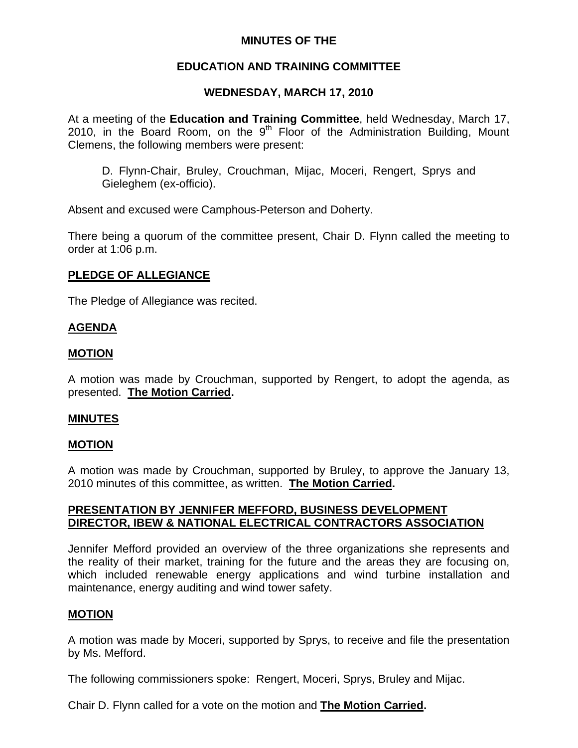# MINUTES OF THE

## EDUCATION AND TRAINING COMMITTEE

## WEDNESDAY, MARCH 17, 2010

At a meeting of the **Education and Training Committee**, held Wednesday, March 17, 2010, in the Board Room, on the 9th Floor of the Administration Building, Mount Clemens, the following members were present:

> D. Flynn-Chair, Bruley, Crouchman, Mijac, Moceri, Rengert, Sprys and Gieleghem (ex-officio).

Absent and excused were Camphous-Peterson and Doherty.

There being a quorum of the committee present, Chair D. Flynn called the meeting to order at 1:06 p.m.

### PLEDGE OF ALLEGIANCE

The Pledge of Allegiance was recited.

### AGENDA

### MOTION

A motion was made by Crouchman, supported by Rengert, to adopt the agenda, as presented. **The Motion Carried.**

### MINUTES

### MOTION

A motion was made by Crouchman, supported by Bruley, to approve the January 13, 2010 minutes of this committee, as written. **The Motion Carried.**

### PRESENTATION BY JENNIFER MEFFORD, BUSINESS DEVELOPMENT DIRECTOR, IBEW & NATIONAL ELECTRICAL CONTRACTORS ASSOCIATION

Jennifer Mefford provided an overview of the three organizations she represents and the reality of their market, training for the future and the areas they are focusing on, which included renewable energy applications and wind turbine installation and maintenance, energy auditing and wind tower safety.

### MOTION

A motion was made by Moceri, supported by Sprys, to receive and file the presentation by Ms. Mefford.

The following commissioners spoke: Rengert, Moceri, Sprys, Bruley and Mijac.

Chair D. Flynn called for a vote on the motion and **The Motion Carried.**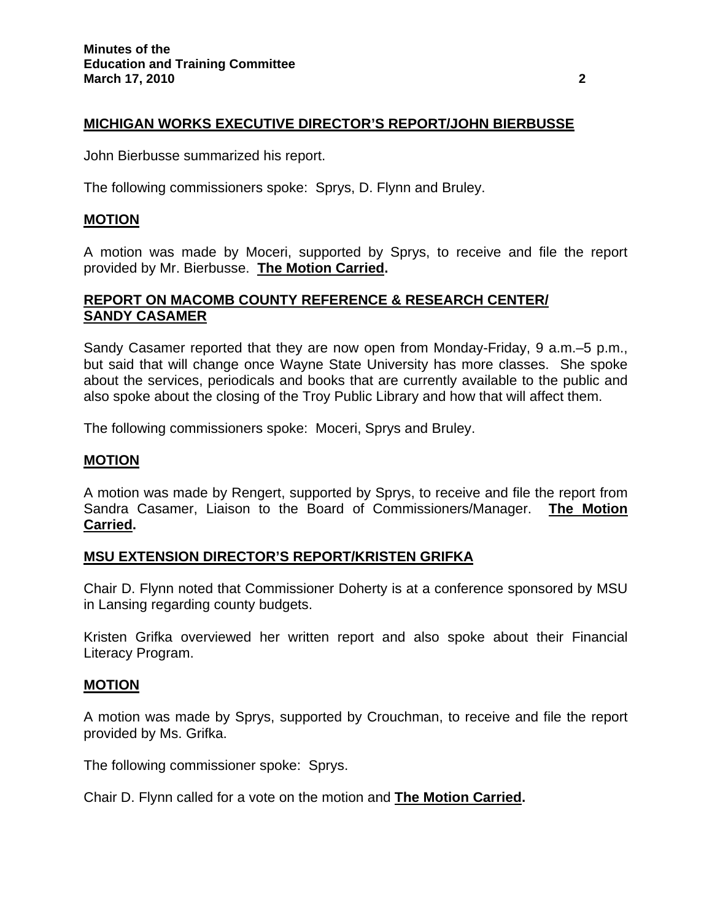## MICHIGAN WORKS EXECUTIVE DIRECTOR'S REPORT/JOHN BIERBUSSE

John Bierbusse summarized his report.

The following commissioners spoke: Sprys, D. Flynn and Bruley.

## MOTION

A motion was made by Moceri, supported by Sprys, to receive and file the report provided by Mr. Bierbusse. **The Motion Carried.**

## REPORT ON MACOMB COUNTY REFERENCE & RESEARCH CENTER/ SANDY CASAMER

Sandy Casamer reported that they are now open from Monday-Friday, 9 a.m.–5 p.m., but said that will change once Wayne State University has more classes. She spoke about the services, periodicals and books that are currently available to the public and also spoke about the closing of the Troy Public Library and how that will affect them.

The following commissioners spoke: Moceri, Sprys and Bruley.

## MOTION

A motion was made by Rengert, supported by Sprys, to receive and file the report from Sandra Casamer, Liaison to the Board of Commissioners/Manager. **The Motion Carried.**

## MSU EXTENSION DIRECTOR'S REPORT/KRISTEN GRIFKA

Chair D. Flynn noted that Commissioner Doherty is at a conference sponsored by MSU in Lansing regarding county budgets.

Kristen Grifka overviewed her written report and also spoke about their Financial Literacy Program.

## MOTION

A motion was made by Sprys, supported by Crouchman, to receive and file the report provided by Ms. Grifka.

The following commissioner spoke: Sprys.

Chair D. Flynn called for a vote on the motion and **The Motion Carried.**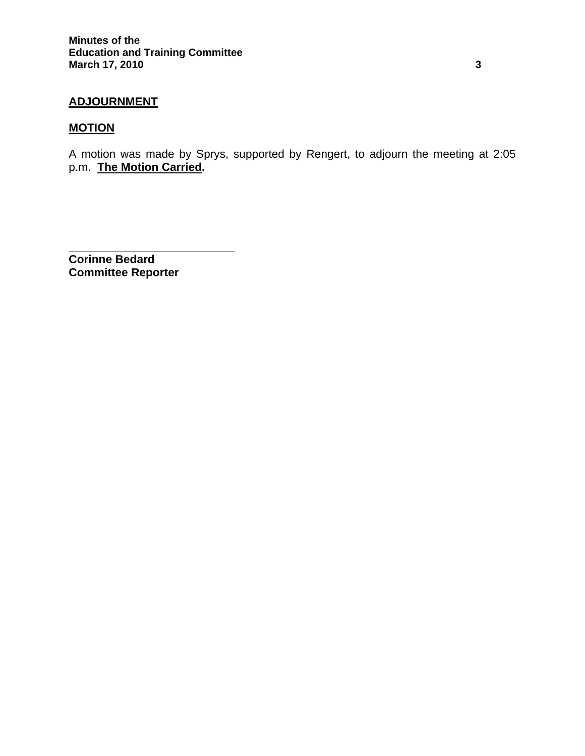## ADJOURNMENT

### MOTION

A motion was made by Sprys, supported by Rengert, to adjourn the meeting at 2:05 p.m. **The Motion Carried.**

\_\_\_\_\_\_\_\_\_\_\_\_\_\_\_\_\_\_\_\_\_\_\_\_\_\_\_\_

**Corinne Bedard**
**Committee Reporter**